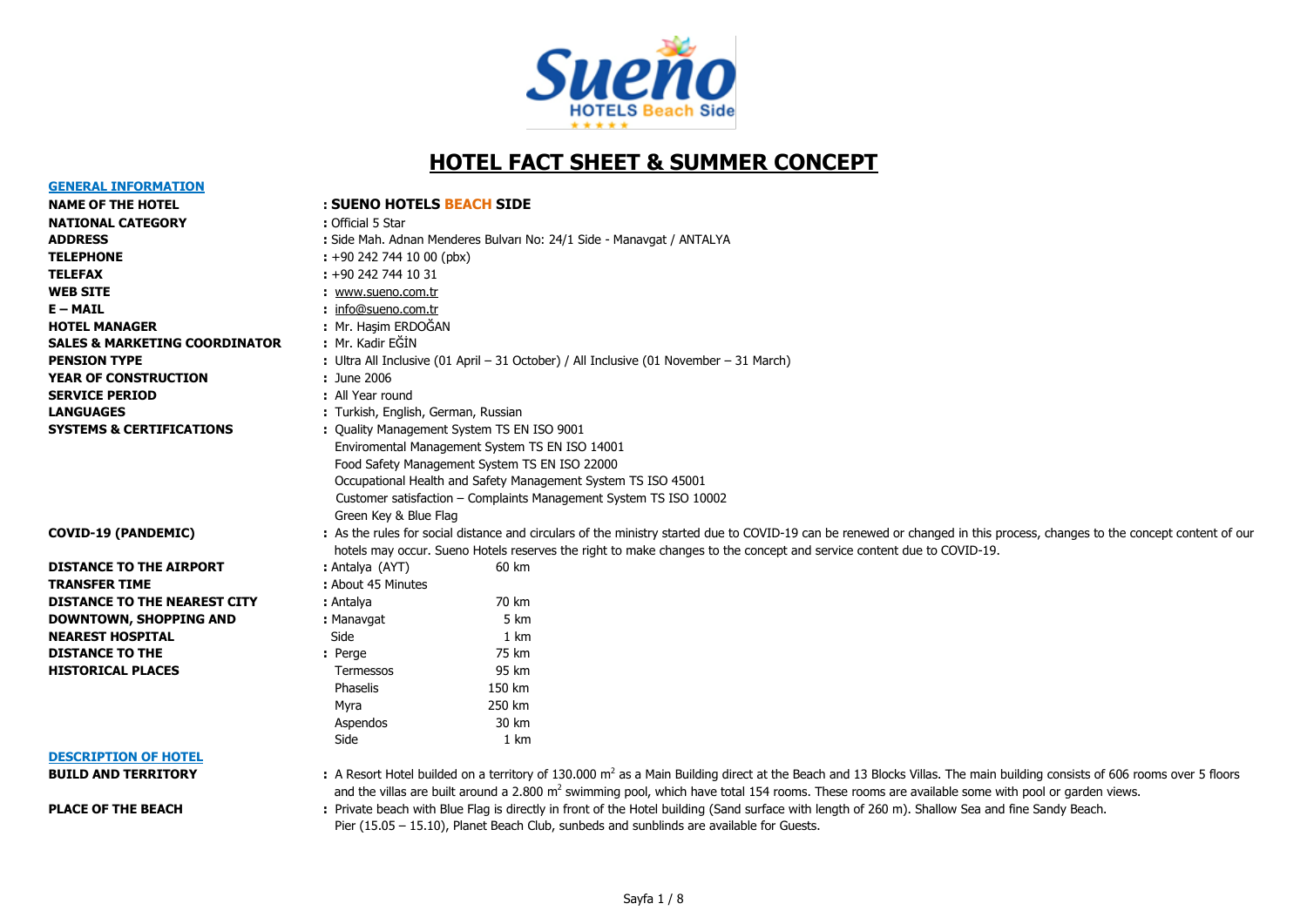# HOTEL FACT SHEET & SUMMER CONCEPT

## GENERAL INFORMATION

**NAME OF THE HOTEL** : **SUENO HOTELS BEACH SIDE**

**NATIONAL CATEGORY** : Official 5 Star

**ADDRESS** : Side Mah. Adnan Menderes Bulvarı No: 24/1 Side - Manavgat / ANTALYA

**TELEPHONE** : +90 242 744 10 00 (pbx)

**TELEFAX** : +90 242 744 10 31

**WEB SITE** : www.sueno.com.tr

**E – MAIL** : info@sueno.com.tr

**HOTEL MANAGER** : Mr. Haşim ERDOĞAN

**SALES & MARKETING COORDINATOR** : Mr. Kadir EĞİN

**PENSION TYPE** : Ultra All Inclusive (01 April – 31 October) / All Inclusive (01 November – 31 March)

**YEAR OF CONSTRUCTION** : June 2006

**SERVICE PERIOD** : All Year round

**LANGUAGES** : Turkish, English, German, Russian

**SYSTEMS & CERTIFICATIONS** :
- Quality Management System TS EN ISO 9001
- Enviromental Management System TS EN ISO 14001
- Food Safety Management System TS EN ISO 22000
- Occupational Health and Safety Management System TS ISO 45001
- Customer satisfaction – Complaints Management System TS ISO 10002
- Green Key & Blue Flag

**COVID-19 (PANDEMIC)** : As the rules for social distance and circulars of the ministry started due to COVID-19 can be renewed or changed in this process, changes to the concept content of our hotels may occur. Sueno Hotels reserves the right to make changes to the concept and service content due to COVID-19.

| | | |
|---|---|---|
| **DISTANCE TO THE AIRPORT** | Antalya (AYT) | 60 km |
| **TRANSFER TIME** | About 45 Minutes | |
| **DISTANCE TO THE NEAREST CITY** | Antalya | 70 km |
| **DOWNTOWN, SHOPPING AND** | Manavgat | 5 km |
| **NEAREST HOSPITAL** | Side | 1 km |
| **DISTANCE TO THE HISTORICAL PLACES** | Perge | 75 km |
| | Termessos | 95 km |
| | Phaselis | 150 km |
| | Myra | 250 km |
| | Aspendos | 30 km |
| | Side | 1 km |

## DESCRIPTION OF HOTEL

**BUILD AND TERRITORY** : A Resort Hotel builded on a territory of 130.000 m$^2$ as a Main Building direct at the Beach and 13 Blocks Villas. The main building consists of 606 rooms over 5 floors and the villas are built around a 2.800 m$^2$ swimming pool, which have total 154 rooms. These rooms are available some with pool or garden views.

**PLACE OF THE BEACH** : Private beach with Blue Flag is directly in front of the Hotel building (Sand surface with length of 260 m). Shallow Sea and fine Sandy Beach. Pier (15.05 – 15.10), Planet Beach Club, sunbeds and sunblinds are available for Guests.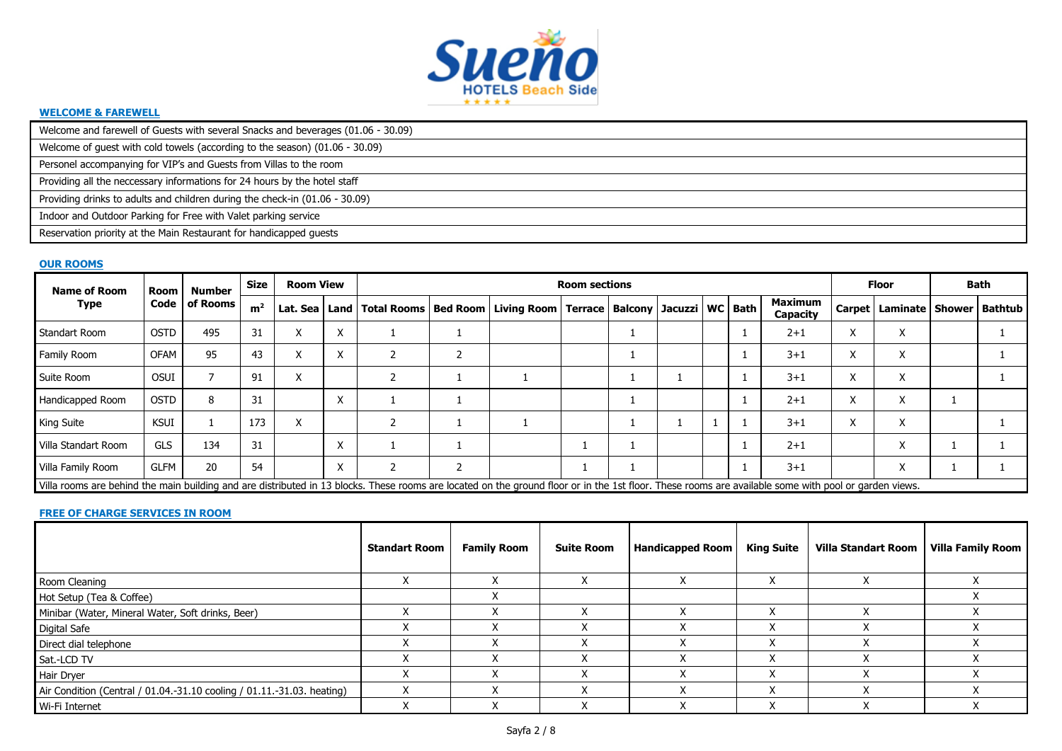## WELCOME & FAREWELL

| |
|---|
| Welcome and farewell of Guests with several Snacks and beverages (01.06 - 30.09) |
| Welcome of guest with cold towels (according to the season) (01.06 - 30.09) |
| Personel accompanying for VIP's and Guests from Villas to the room |
| Providing all the neccessary informations for 24 hours by the hotel staff |
| Providing drinks to adults and children during the check-in (01.06 - 30.09) |
| Indoor and Outdoor Parking for Free with Valet parking service |
| Reservation priority at the Main Restaurant for handicapped guests |

## OUR ROOMS

| Name of Room Type | Room Code | Number of Rooms | Size | Room View | | Room sections | | | | | | | | | | Floor | | Bath | |
|---|---|---|---|---|---|---|---|---|---|---|---|---|---|---|---|---|---|---|---|
| | | | m² | Lat. Sea | Land | Total Rooms | Bed Room | Living Room | Terrace | Balcony | Jacuzzi | WC | Bath | Maximum Capacity | Carpet | Laminate | Shower | Bathtub |
| Standart Room | OSTD | 495 | 31 | X | X | 1 | 1 | | | 1 | | | 1 | 2+1 | X | X | | 1 |
| Family Room | OFAM | 95 | 43 | X | X | 2 | 2 | | | 1 | | | 1 | 3+1 | X | X | | 1 |
| Suite Room | OSUI | 7 | 91 | X | | 2 | 1 | 1 | | 1 | 1 | | 1 | 3+1 | X | X | | 1 |
| Handicapped Room | OSTD | 8 | 31 | | X | 1 | 1 | | | 1 | | | 1 | 2+1 | X | X | 1 | |
| King Suite | KSUI | 1 | 173 | X | | 2 | 1 | 1 | | 1 | 1 | 1 | 1 | 3+1 | X | X | | 1 |
| Villa Standart Room | GLS | 134 | 31 | | X | 1 | 1 | | 1 | 1 | | | 1 | 2+1 | | X | 1 | 1 |
| Villa Family Room | GLFM | 20 | 54 | | X | 2 | 2 | | 1 | 1 | | | 1 | 3+1 | | X | 1 | 1 |

Villa rooms are behind the main building and are distributed in 13 blocks. These rooms are located on the ground floor or in the 1st floor. These rooms are available some with pool or garden views.

## FREE OF CHARGE SERVICES IN ROOM

| | Standart Room | Family Room | Suite Room | Handicapped Room | King Suite | Villa Standart Room | Villa Family Room |
|---|---|---|---|---|---|---|---|
| Room Cleaning | X | X | X | X | X | X | X |
| Hot Setup (Tea & Coffee) | | X | | | | | X |
| Minibar (Water, Mineral Water, Soft drinks, Beer) | X | X | X | X | X | X | X |
| Digital Safe | X | X | X | X | X | X | X |
| Direct dial telephone | X | X | X | X | X | X | X |
| Sat.-LCD TV | X | X | X | X | X | X | X |
| Hair Dryer | X | X | X | X | X | X | X |
| Air Condition (Central / 01.04.-31.10 cooling / 01.11.-31.03. heating) | X | X | X | X | X | X | X |
| Wi-Fi Internet | X | X | X | X | X | X | X |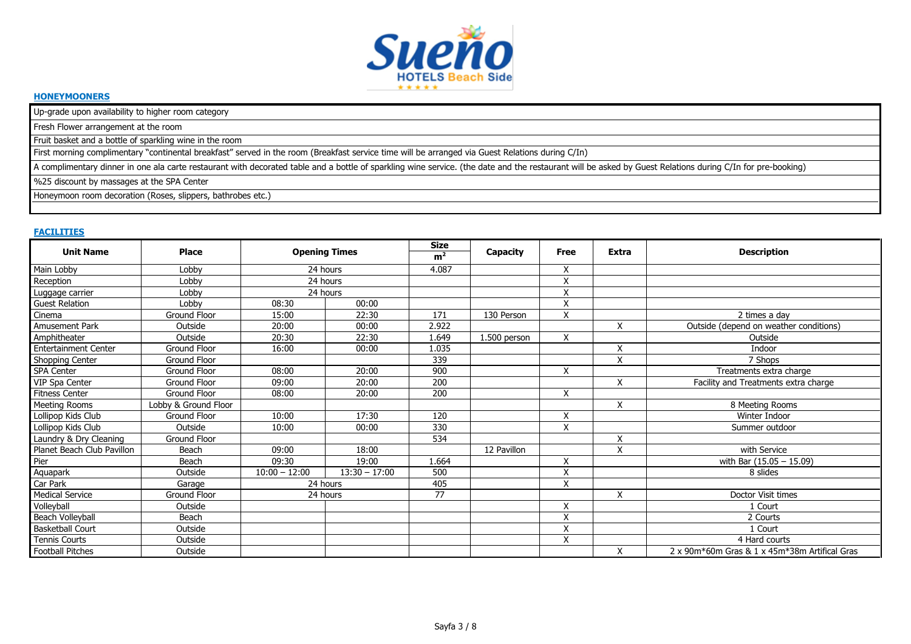## HONEYMOONERS

| |
|---|
| Up-grade upon availability to higher room category |
| Fresh Flower arrangement at the room |
| Fruit basket and a bottle of sparkling wine in the room |
| First morning complimentary "continental breakfast" served in the room (Breakfast service time will be arranged via Guest Relations during C/In) |
| A complimentary dinner in one ala carte restaurant with decorated table and a bottle of sparkling wine service. (the date and the restaurant will be asked by Guest Relations during C/In for pre-booking) |
| %25 discount by massages at the SPA Center |
| Honeymoon room decoration (Roses, slippers, bathrobes etc.) |

## FACILITIES

| Unit Name | Place | Opening Times | | Size m² | Capacity | Free | Extra | Description |
|---|---|---|---|---|---|---|---|---|
| Main Lobby | Lobby | 24 hours | | 4.087 | | X | | |
| Reception | Lobby | 24 hours | | | | X | | |
| Luggage carrier | Lobby | 24 hours | | | | X | | |
| Guest Relation | Lobby | 08:30 | 00:00 | | | X | | |
| Cinema | Ground Floor | 15:00 | 22:30 | 171 | 130 Person | X | | 2 times a day |
| Amusement Park | Outside | 20:00 | 00:00 | 2.922 | | | X | Outside (depend on weather conditions) |
| Amphitheater | Outside | 20:30 | 22:30 | 1.649 | 1.500 person | X | | Outside |
| Entertainment Center | Ground Floor | 16:00 | 00:00 | 1.035 | | | X | Indoor |
| Shopping Center | Ground Floor | | | 339 | | | X | 7 Shops |
| SPA Center | Ground Floor | 08:00 | 20:00 | 900 | | X | | Treatments extra charge |
| VIP Spa Center | Ground Floor | 09:00 | 20:00 | 200 | | | X | Facility and Treatments extra charge |
| Fitness Center | Ground Floor | 08:00 | 20:00 | 200 | | X | | |
| Meeting Rooms | Lobby & Ground Floor | | | | | | X | 8 Meeting Rooms |
| Lollipop Kids Club | Ground Floor | 10:00 | 17:30 | 120 | | X | | Winter Indoor |
| Lollipop Kids Club | Outside | 10:00 | 00:00 | 330 | | X | | Summer outdoor |
| Laundry & Dry Cleaning | Ground Floor | | | 534 | | | X | |
| Planet Beach Club Pavillon | Beach | 09:00 | 18:00 | | 12 Pavillon | | X | with Service |
| Pier | Beach | 09:30 | 19:00 | 1.664 | | X | | with Bar (15.05 – 15.09) |
| Aquapark | Outside | 10:00 – 12:00 | 13:30 – 17:00 | 500 | | X | | 8 slides |
| Car Park | Garage | 24 hours | | 405 | | X | | |
| Medical Service | Ground Floor | 24 hours | | 77 | | | X | Doctor Visit times |
| Volleyball | Outside | | | | | X | | 1 Court |
| Beach Volleyball | Beach | | | | | X | | 2 Courts |
| Basketball Court | Outside | | | | | X | | 1 Court |
| Tennis Courts | Outside | | | | | X | | 4 Hard courts |
| Football Pitches | Outside | | | | | | X | 2 x 90m*60m Gras & 1 x 45m*38m Artifical Gras |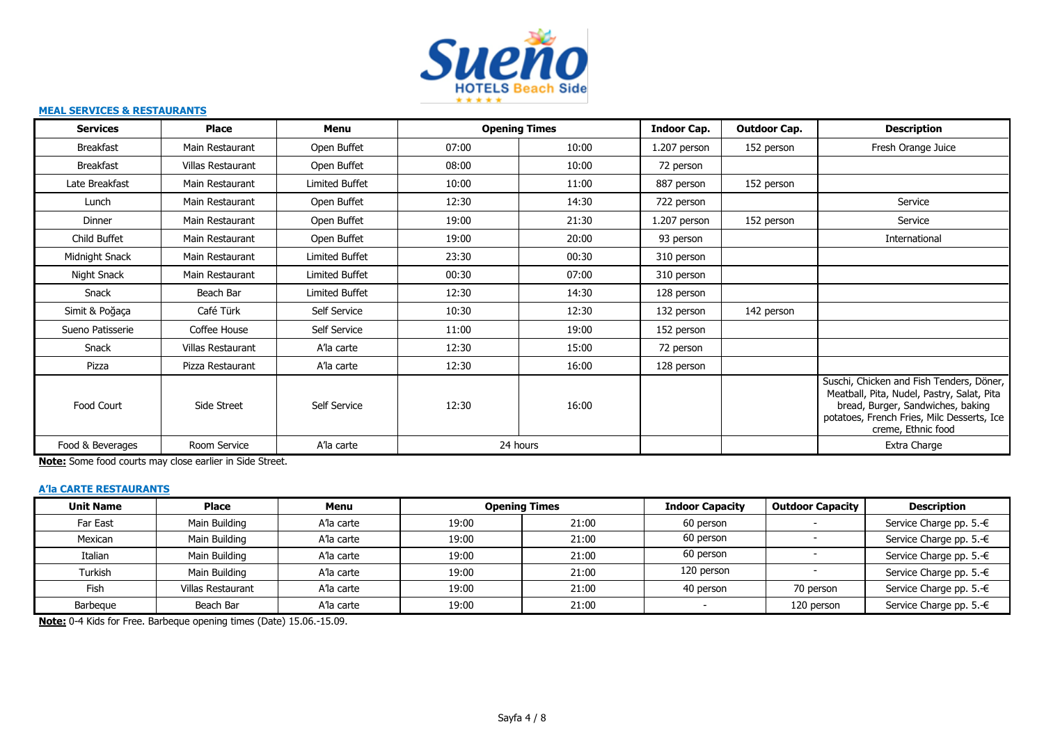## MEAL SERVICES & RESTAURANTS

| Services | Place | Menu | Opening Times | | Indoor Cap. | Outdoor Cap. | Description |
|---|---|---|---|---|---|---|---|
| Breakfast | Main Restaurant | Open Buffet | 07:00 | 10:00 | 1.207 person | 152 person | Fresh Orange Juice |
| Breakfast | Villas Restaurant | Open Buffet | 08:00 | 10:00 | 72 person | | |
| Late Breakfast | Main Restaurant | Limited Buffet | 10:00 | 11:00 | 887 person | 152 person | |
| Lunch | Main Restaurant | Open Buffet | 12:30 | 14:30 | 722 person | | Service |
| Dinner | Main Restaurant | Open Buffet | 19:00 | 21:30 | 1.207 person | 152 person | Service |
| Child Buffet | Main Restaurant | Open Buffet | 19:00 | 20:00 | 93 person | | International |
| Midnight Snack | Main Restaurant | Limited Buffet | 23:30 | 00:30 | 310 person | | |
| Night Snack | Main Restaurant | Limited Buffet | 00:30 | 07:00 | 310 person | | |
| Snack | Beach Bar | Limited Buffet | 12:30 | 14:30 | 128 person | | |
| Simit & Poğaça | Café Türk | Self Service | 10:30 | 12:30 | 132 person | 142 person | |
| Sueno Patisserie | Coffee House | Self Service | 11:00 | 19:00 | 152 person | | |
| Snack | Villas Restaurant | A'la carte | 12:30 | 15:00 | 72 person | | |
| Pizza | Pizza Restaurant | A'la carte | 12:30 | 16:00 | 128 person | | |
| Food Court | Side Street | Self Service | 12:30 | 16:00 | | | Suschi, Chicken and Fish Tenders, Döner, Meatball, Pita, Nudel, Pastry, Salat, Pita bread, Burger, Sandwiches, baking potatoes, French Fries, Milc Desserts, Ice creme, Ethnic food |
| Food & Beverages | Room Service | A'la carte | 24 hours | | | | Extra Charge |

**Note:** Some food courts may close earlier in Side Street.

## A'la CARTE RESTAURANTS

| Unit Name | Place | Menu | Opening Times | | Indoor Capacity | Outdoor Capacity | Description |
|---|---|---|---|---|---|---|---|
| Far East | Main Building | A'la carte | 19:00 | 21:00 | 60 person | - | Service Charge pp. 5.-€ |
| Mexican | Main Building | A'la carte | 19:00 | 21:00 | 60 person | - | Service Charge pp. 5.-€ |
| Italian | Main Building | A'la carte | 19:00 | 21:00 | 60 person | - | Service Charge pp. 5.-€ |
| Turkish | Main Building | A'la carte | 19:00 | 21:00 | 120 person | - | Service Charge pp. 5.-€ |
| Fish | Villas Restaurant | A'la carte | 19:00 | 21:00 | 40 person | 70 person | Service Charge pp. 5.-€ |
| Barbeque | Beach Bar | A'la carte | 19:00 | 21:00 | - | 120 person | Service Charge pp. 5.-€ |

**Note:** 0-4 Kids for Free. Barbeque opening times (Date) 15.06.-15.09.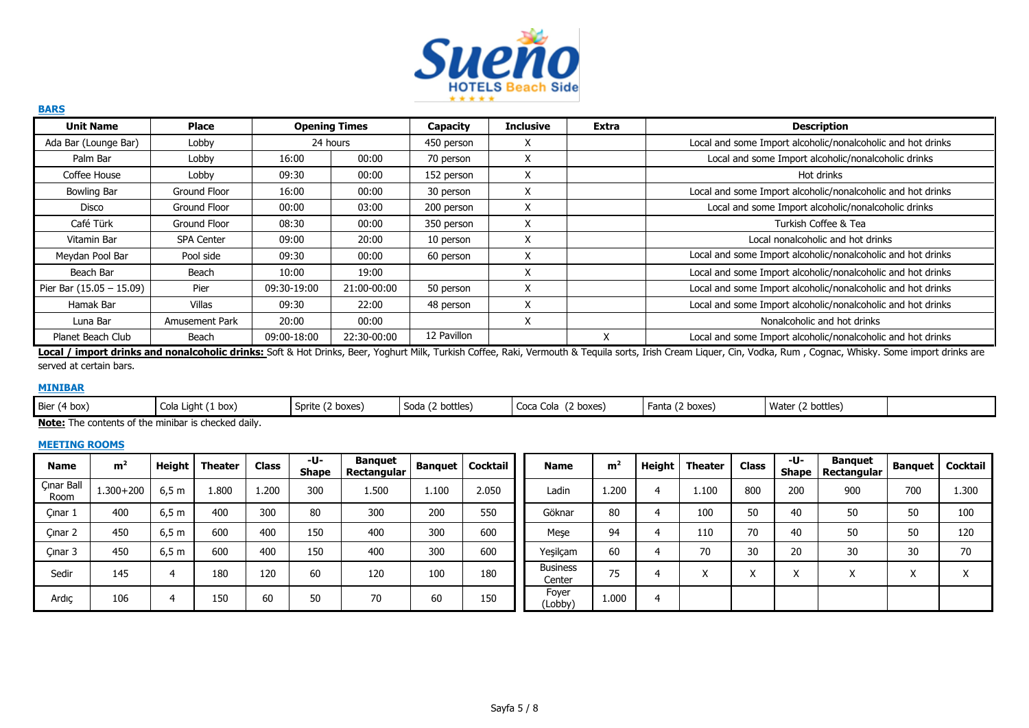## BARS

| Unit Name | Place | Opening Times | | Capacity | Inclusive | Extra | Description |
|---|---|---|---|---|---|---|---|
| Ada Bar (Lounge Bar) | Lobby | 24 hours | | 450 person | X | | Local and some Import alcoholic/nonalcoholic and hot drinks |
| Palm Bar | Lobby | 16:00 | 00:00 | 70 person | X | | Local and some Import alcoholic/nonalcoholic drinks |
| Coffee House | Lobby | 09:30 | 00:00 | 152 person | X | | Hot drinks |
| Bowling Bar | Ground Floor | 16:00 | 00:00 | 30 person | X | | Local and some Import alcoholic/nonalcoholic and hot drinks |
| Disco | Ground Floor | 00:00 | 03:00 | 200 person | X | | Local and some Import alcoholic/nonalcoholic drinks |
| Café Türk | Ground Floor | 08:30 | 00:00 | 350 person | X | | Turkish Coffee & Tea |
| Vitamin Bar | SPA Center | 09:00 | 20:00 | 10 person | X | | Local nonalcoholic and hot drinks |
| Meydan Pool Bar | Pool side | 09:30 | 00:00 | 60 person | X | | Local and some Import alcoholic/nonalcoholic and hot drinks |
| Beach Bar | Beach | 10:00 | 19:00 | | X | | Local and some Import alcoholic/nonalcoholic and hot drinks |
| Pier Bar (15.05 – 15.09) | Pier | 09:30-19:00 | 21:00-00:00 | 50 person | X | | Local and some Import alcoholic/nonalcoholic and hot drinks |
| Hamak Bar | Villas | 09:30 | 22:00 | 48 person | X | | Local and some Import alcoholic/nonalcoholic and hot drinks |
| Luna Bar | Amusement Park | 20:00 | 00:00 | | X | | Nonalcoholic and hot drinks |
| Planet Beach Club | Beach | 09:00-18:00 | 22:30-00:00 | 12 Pavillon | | X | Local and some Import alcoholic/nonalcoholic and hot drinks |

**Local / import drinks and nonalcoholic drinks:** Soft & Hot Drinks, Beer, Yoghurt Milk, Turkish Coffee, Raki, Vermouth & Tequila sorts, Irish Cream Liquer, Cin, Vodka, Rum , Cognac, Whisky. Some import drinks are served at certain bars.

## MINIBAR

| Bier (4 box) | Cola Light (1 box) | Sprite (2 boxes) | Soda (2 bottles) | Coca Cola (2 boxes) | Fanta (2 boxes) | Water (2 bottles) | |
|---|---|---|---|---|---|---|---|

**Note:** The contents of the minibar is checked daily.

## MEETING ROOMS

| Name | m² | Height | Theater | Class | -U-Shape | Banquet Rectangular | Banquet | Cocktail |
|---|---|---|---|---|---|---|---|---|
| Çınar Ball Room | 1.300+200 | 6,5 m | 1.800 | 1.200 | 300 | 1.500 | 1.100 | 2.050 |
| Çınar 1 | 400 | 6,5 m | 400 | 300 | 80 | 300 | 200 | 550 |
| Çınar 2 | 450 | 6,5 m | 600 | 400 | 150 | 400 | 300 | 600 |
| Çınar 3 | 450 | 6,5 m | 600 | 400 | 150 | 400 | 300 | 600 |
| Sedir | 145 | 4 | 180 | 120 | 60 | 120 | 100 | 180 |
| Ardıç | 106 | 4 | 150 | 60 | 50 | 70 | 60 | 150 |

| Name | m² | Height | Theater | Class | -U-Shape | Banquet Rectangular | Banquet | Cocktail |
|---|---|---|---|---|---|---|---|---|
| Ladin | 1.200 | 4 | 1.100 | 800 | 200 | 900 | 700 | 1.300 |
| Göknar | 80 | 4 | 100 | 50 | 40 | 50 | 50 | 100 |
| Meşe | 94 | 4 | 110 | 70 | 40 | 50 | 50 | 120 |
| Yeşilçam | 60 | 4 | 70 | 30 | 20 | 30 | 30 | 70 |
| Business Center | 75 | 4 | X | X | X | X | X | X |
| Foyer (Lobby) | 1.000 | 4 | | | | | | |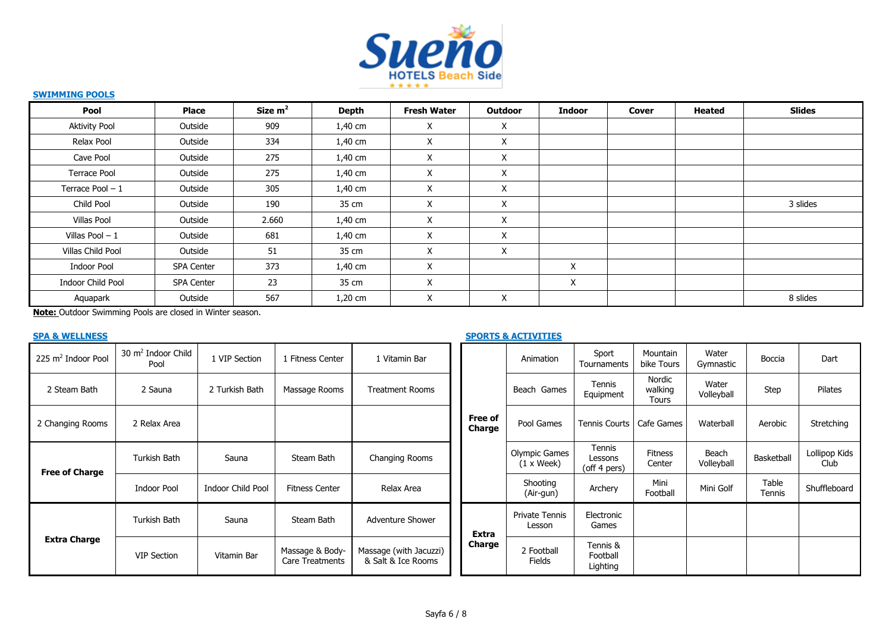**Sueno HOTELS Beach Side**

## SWIMMING POOLS

| Pool | Place | Size $m^2$ | Depth | Fresh Water | Outdoor | Indoor | Cover | Heated | Slides |
|---|---|---|---|---|---|---|---|---|---|
| Aktivity Pool | Outside | 909 | 1,40 cm | X | X | | | | |
| Relax Pool | Outside | 334 | 1,40 cm | X | X | | | | |
| Cave Pool | Outside | 275 | 1,40 cm | X | X | | | | |
| Terrace Pool | Outside | 275 | 1,40 cm | X | X | | | | |
| Terrace Pool – 1 | Outside | 305 | 1,40 cm | X | X | | | | |
| Child Pool | Outside | 190 | 35 cm | X | X | | | | 3 slides |
| Villas Pool | Outside | 2.660 | 1,40 cm | X | X | | | | |
| Villas Pool – 1 | Outside | 681 | 1,40 cm | X | X | | | | |
| Villas Child Pool | Outside | 51 | 35 cm | X | X | | | | |
| Indoor Pool | SPA Center | 373 | 1,40 cm | X | | X | | | |
| Indoor Child Pool | SPA Center | 23 | 35 cm | X | | X | | | |
| Aquapark | Outside | 567 | 1,20 cm | X | X | | | | 8 slides |

**Note:** Outdoor Swimming Pools are closed in Winter season.

## SPA & WELLNESS

| | | | | |
|---|---|---|---|---|
| 225 $m^2$ Indoor Pool | 30 $m^2$ Indoor Child Pool | 1 VIP Section | 1 Fitness Center | 1 Vitamin Bar |
| 2 Steam Bath | 2 Sauna | 2 Turkish Bath | Massage Rooms | Treatment Rooms |
| 2 Changing Rooms | 2 Relax Area | | | |
| **Free of Charge** | Turkish Bath | Sauna | Steam Bath | Changing Rooms |
| | Indoor Pool | Indoor Child Pool | Fitness Center | Relax Area |
| **Extra Charge** | Turkish Bath | Sauna | Steam Bath | Adventure Shower |
| | VIP Section | Vitamin Bar | Massage & Body-Care Treatments | Massage (with Jacuzzi) & Salt & Ice Rooms |

## SPORTS & ACTIVITIES

| | | | | | | |
|---|---|---|---|---|---|---|
| **Free of Charge** | Animation | Sport Tournaments | Mountain bike Tours | Water Gymnastic | Boccia | Dart |
| | Beach Games | Tennis Equipment | Nordic walking Tours | Water Volleyball | Step | Pilates |
| | Pool Games | Tennis Courts | Cafe Games | Waterball | Aerobic | Stretching |
| | Olympic Games (1 x Week) | Tennis Lessons (off 4 pers) | Fitness Center | Beach Volleyball | Basketball | Lollipop Kids Club |
| | Shooting (Air-gun) | Archery | Mini Football | Mini Golf | Table Tennis | Shuffleboard |
| **Extra Charge** | Private Tennis Lesson | Electronic Games | | | | |
| | 2 Football Fields | Tennis & Football Lighting | | | | |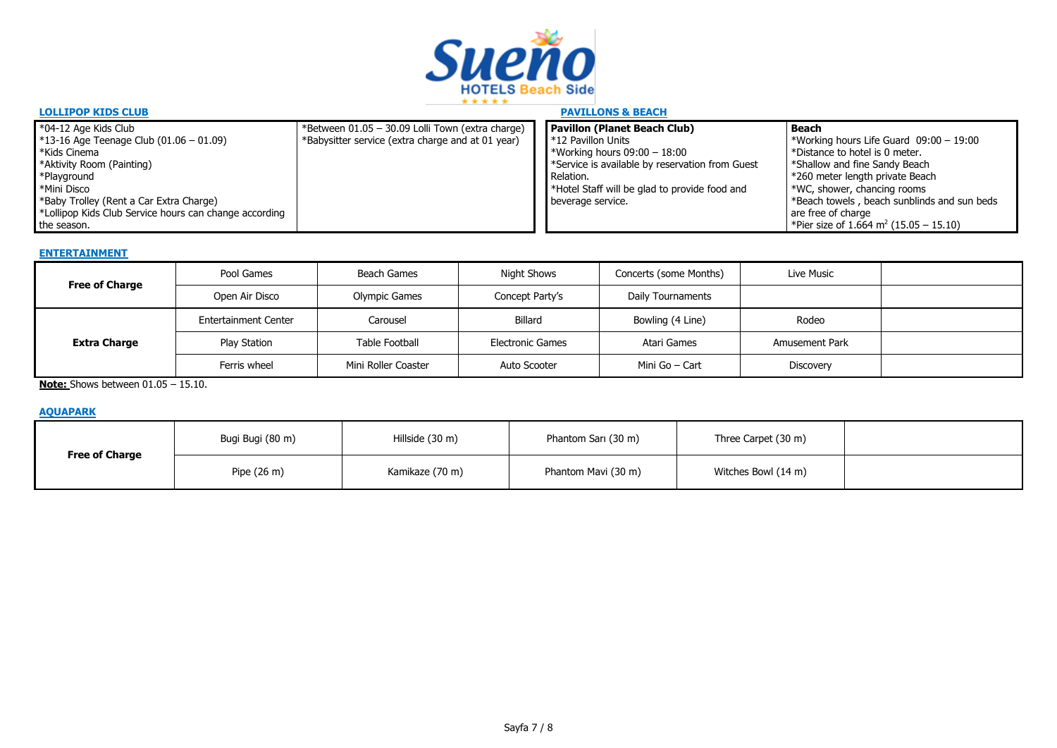Sueno HOTELS Beach Side ★★★★★

## LOLLIPOP KIDS CLUB

| | |
|---|---|
| *04-12 Age Kids Club<br>*13-16 Age Teenage Club (01.06 – 01.09)<br>*Kids Cinema<br>*Aktivity Room (Painting)<br>*Playground<br>*Mini Disco<br>*Baby Trolley (Rent a Car Extra Charge)<br>*Lollipop Kids Club Service hours can change according the season. | *Between 01.05 – 30.09 Lolli Town (extra charge)<br>*Babysitter service (extra charge and at 01 year) |

## PAVILLONS & BEACH

| **Pavillon (Planet Beach Club)** | **Beach** |
|---|---|
| *12 Pavillon Units<br>*Working hours 09:00 – 18:00<br>*Service is available by reservation from Guest Relation.<br>*Hotel Staff will be glad to provide food and beverage service. | *Working hours Life Guard 09:00 – 19:00<br>*Distance to hotel is 0 meter.<br>*Shallow and fine Sandy Beach<br>*260 meter length private Beach<br>*WC, shower, chancing rooms<br>*Beach towels , beach sunblinds and sun beds are free of charge<br>*Pier size of 1.664 m$^2$ (15.05 – 15.10) |

## ENTERTAINMENT

| | | | | | | |
|---|---|---|---|---|---|---|
| **Free of Charge** | Pool Games | Beach Games | Night Shows | Concerts (some Months) | Live Music | |
| | Open Air Disco | Olympic Games | Concept Party's | Daily Tournaments | | |
| **Extra Charge** | Entertainment Center | Carousel | Billard | Bowling (4 Line) | Rodeo | |
| | Play Station | Table Football | Electronic Games | Atari Games | Amusement Park | |
| | Ferris wheel | Mini Roller Coaster | Auto Scooter | Mini Go – Cart | Discovery | |

**Note:** Shows between 01.05 – 15.10.

## AQUAPARK

| | | | | | |
|---|---|---|---|---|---|
| **Free of Charge** | Bugi Bugi (80 m) | Hillside (30 m) | Phantom Sarı (30 m) | Three Carpet (30 m) | |
| | Pipe (26 m) | Kamikaze (70 m) | Phantom Mavi (30 m) | Witches Bowl (14 m) | |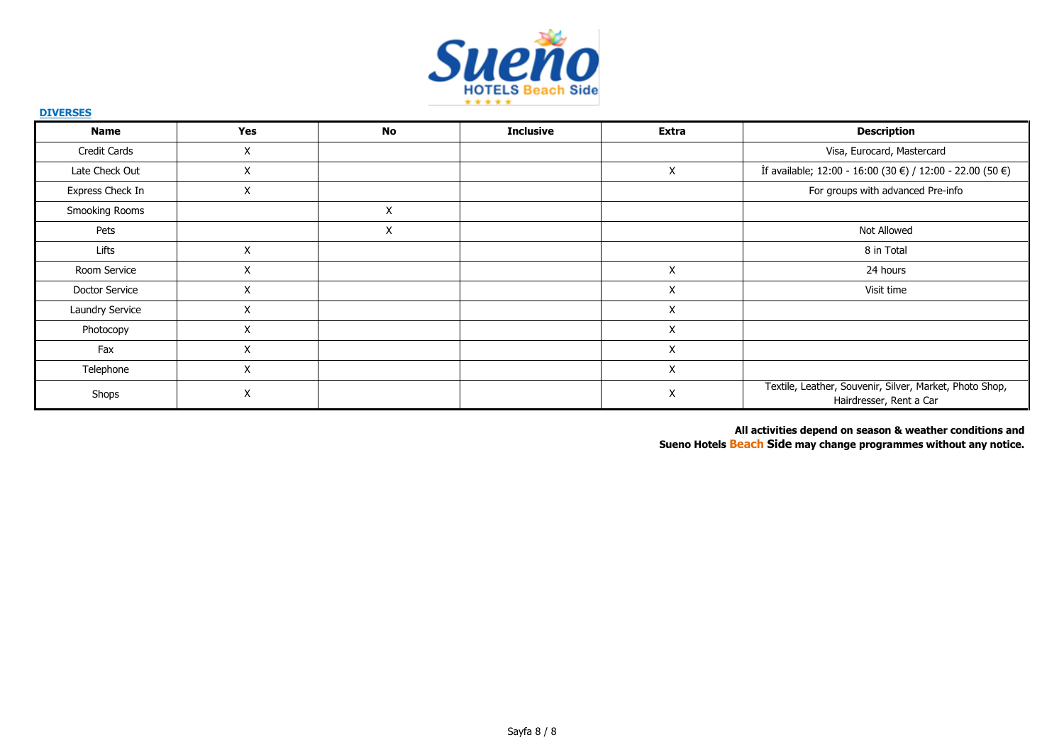Sueno HOTELS Beach Side ★★★★★

**DIVERSES**

| Name | Yes | No | Inclusive | Extra | Description |
|---|---|---|---|---|---|
| Credit Cards | X | | | | Visa, Eurocard, Mastercard |
| Late Check Out | X | | | X | İf available; 12:00 - 16:00 (30 €) / 12:00 - 22.00 (50 €) |
| Express Check In | X | | | | For groups with advanced Pre-info |
| Smooking Rooms | | X | | | |
| Pets | | X | | | Not Allowed |
| Lifts | X | | | | 8 in Total |
| Room Service | X | | | X | 24 hours |
| Doctor Service | X | | | X | Visit time |
| Laundry Service | X | | | X | |
| Photocopy | X | | | X | |
| Fax | X | | | X | |
| Telephone | X | | | X | |
| Shops | X | | | X | Textile, Leather, Souvenir, Silver, Market, Photo Shop, Hairdresser, Rent a Car |

**All activities depend on season & weather conditions and**
**Sueno Hotels Beach Side may change programmes without any notice.**